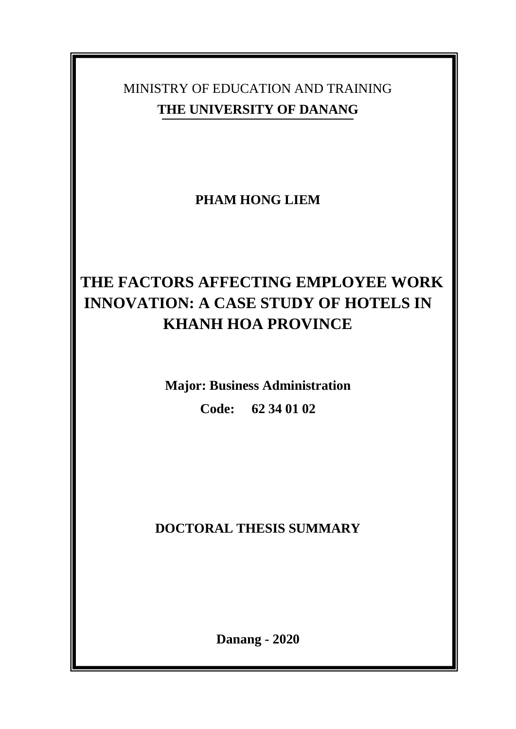MINISTRY OF EDUCATION AND TRAINING

**THE UNIVERSITY OF DANANG**

**PHAM HONG LIEM**

# THE FACTORS AFFECTING EMPLOYEE WORK INNOVATION: A CASE STUDY OF HOTELS IN KHANH HOA PROVINCE

**Major: Business Administration**

**Code: 62 34 01 02**

**DOCTORAL THESIS SUMMARY**

**Danang - 2020**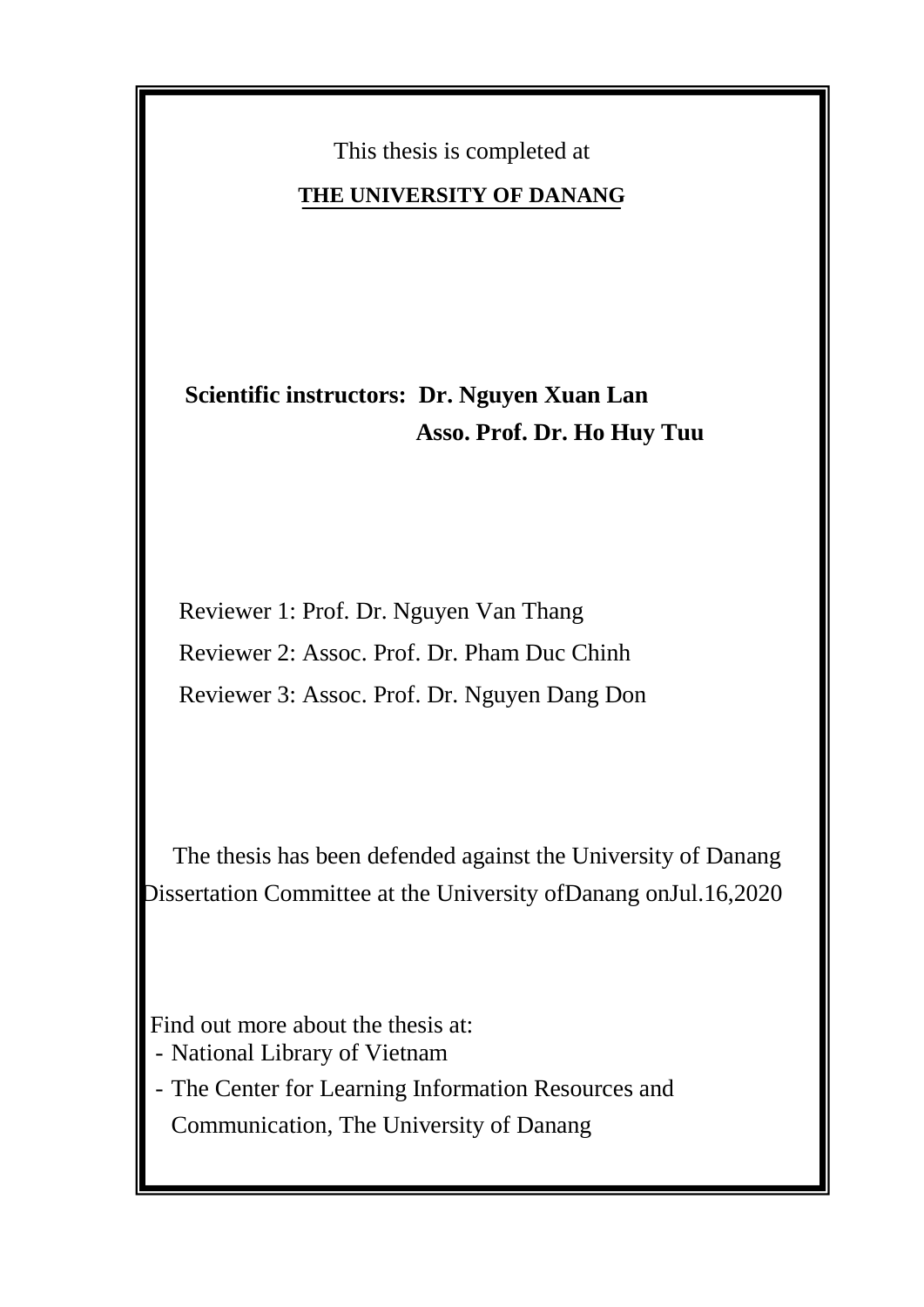This thesis is completed at

**THE UNIVERSITY OF DANANG**

**Scientific instructors: Dr. Nguyen Xuan Lan**
**Asso. Prof. Dr. Ho Huy Tuu**

Reviewer 1: Prof. Dr. Nguyen Van Thang

Reviewer 2: Assoc. Prof. Dr. Pham Duc Chinh

Reviewer 3: Assoc. Prof. Dr. Nguyen Dang Don

The thesis has been defended against the University of Danang Dissertation Committee at the University ofDanang onJul.16,2020

Find out more about the thesis at:

- National Library of Vietnam
- The Center for Learning Information Resources and Communication, The University of Danang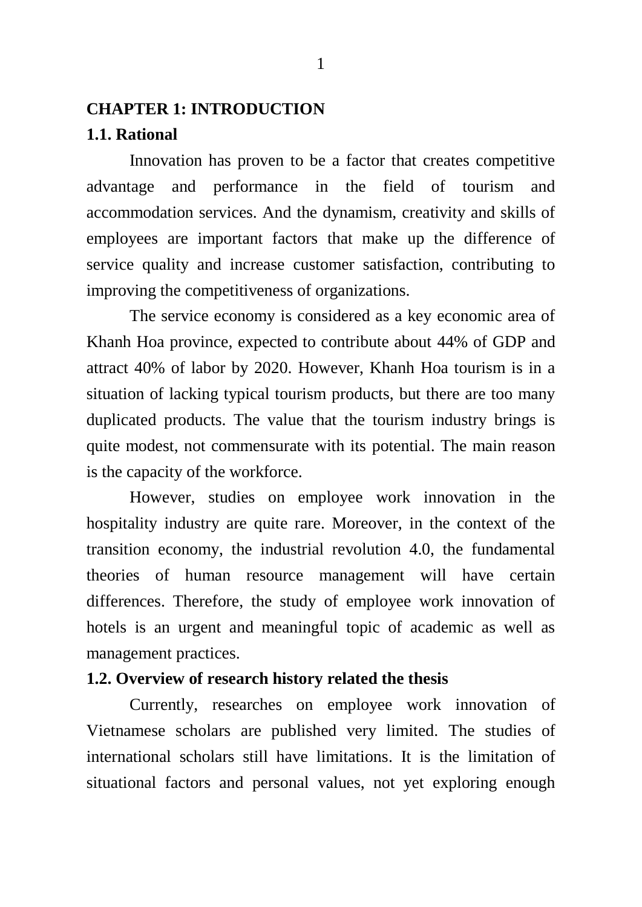# CHAPTER 1: INTRODUCTION

## 1.1. Rational

Innovation has proven to be a factor that creates competitive advantage and performance in the field of tourism and accommodation services. And the dynamism, creativity and skills of employees are important factors that make up the difference of service quality and increase customer satisfaction, contributing to improving the competitiveness of organizations.

The service economy is considered as a key economic area of Khanh Hoa province, expected to contribute about 44% of GDP and attract 40% of labor by 2020. However, Khanh Hoa tourism is in a situation of lacking typical tourism products, but there are too many duplicated products. The value that the tourism industry brings is quite modest, not commensurate with its potential. The main reason is the capacity of the workforce.

However, studies on employee work innovation in the hospitality industry are quite rare. Moreover, in the context of the transition economy, the industrial revolution 4.0, the fundamental theories of human resource management will have certain differences. Therefore, the study of employee work innovation of hotels is an urgent and meaningful topic of academic as well as management practices.

## 1.2. Overview of research history related the thesis

Currently, researches on employee work innovation of Vietnamese scholars are published very limited. The studies of international scholars still have limitations. It is the limitation of situational factors and personal values, not yet exploring enough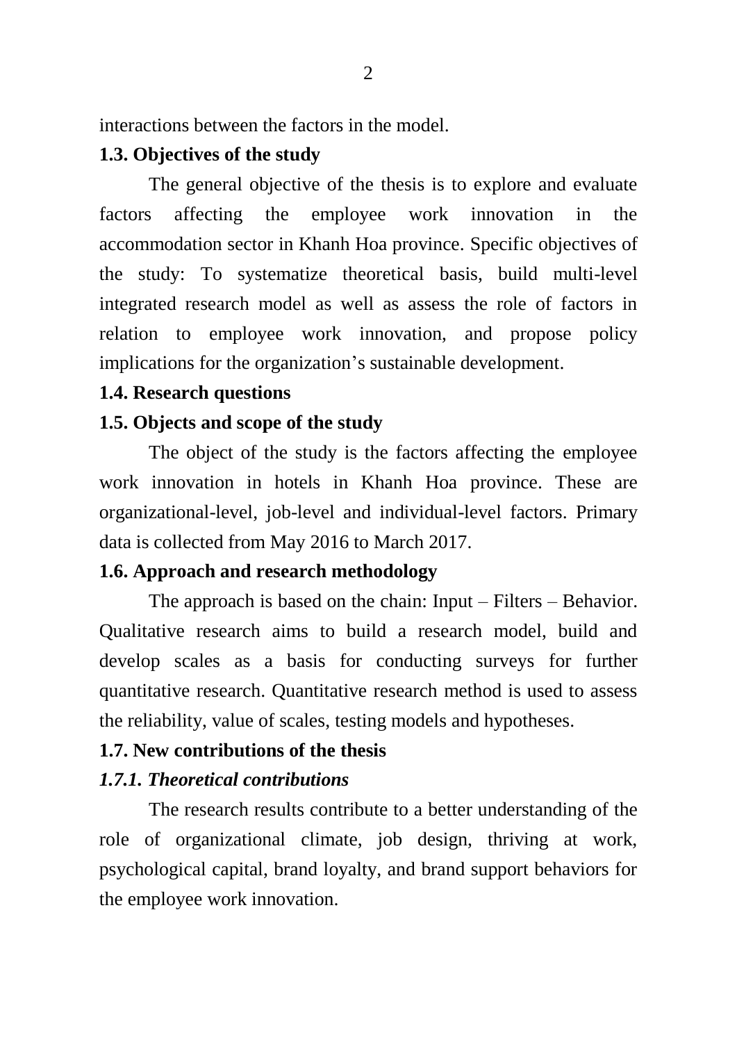interactions between the factors in the model.

### 1.3. Objectives of the study

The general objective of the thesis is to explore and evaluate factors affecting the employee work innovation in the accommodation sector in Khanh Hoa province. Specific objectives of the study: To systematize theoretical basis, build multi-level integrated research model as well as assess the role of factors in relation to employee work innovation, and propose policy implications for the organization's sustainable development.

### 1.4. Research questions

### 1.5. Objects and scope of the study

The object of the study is the factors affecting the employee work innovation in hotels in Khanh Hoa province. These are organizational-level, job-level and individual-level factors. Primary data is collected from May 2016 to March 2017.

### 1.6. Approach and research methodology

The approach is based on the chain: Input – Filters – Behavior. Qualitative research aims to build a research model, build and develop scales as a basis for conducting surveys for further quantitative research. Quantitative research method is used to assess the reliability, value of scales, testing models and hypotheses.

### 1.7. New contributions of the thesis

#### *1.7.1. Theoretical contributions*

The research results contribute to a better understanding of the role of organizational climate, job design, thriving at work, psychological capital, brand loyalty, and brand support behaviors for the employee work innovation.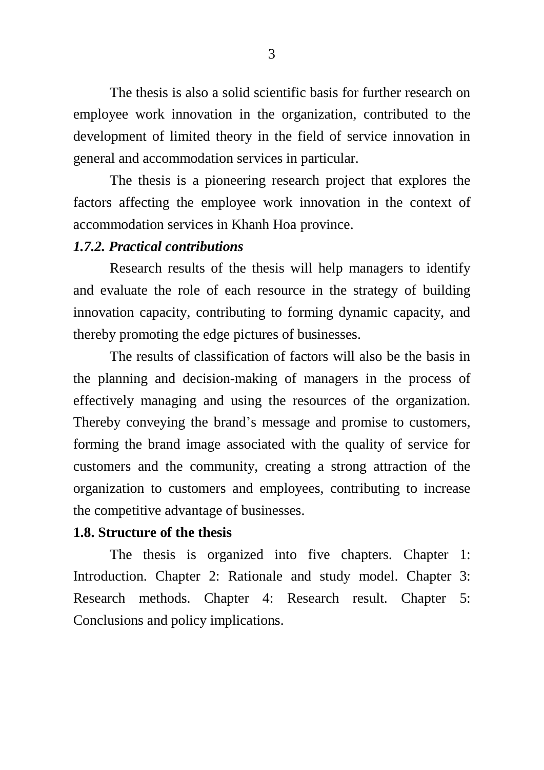The thesis is also a solid scientific basis for further research on employee work innovation in the organization, contributed to the development of limited theory in the field of service innovation in general and accommodation services in particular.

The thesis is a pioneering research project that explores the factors affecting the employee work innovation in the context of accommodation services in Khanh Hoa province.

### *1.7.2. Practical contributions*

Research results of the thesis will help managers to identify and evaluate the role of each resource in the strategy of building innovation capacity, contributing to forming dynamic capacity, and thereby promoting the edge pictures of businesses.

The results of classification of factors will also be the basis in the planning and decision-making of managers in the process of effectively managing and using the resources of the organization. Thereby conveying the brand's message and promise to customers, forming the brand image associated with the quality of service for customers and the community, creating a strong attraction of the organization to customers and employees, contributing to increase the competitive advantage of businesses.

## **1.8. Structure of the thesis**

The thesis is organized into five chapters. Chapter 1: Introduction. Chapter 2: Rationale and study model. Chapter 3: Research methods. Chapter 4: Research result. Chapter 5: Conclusions and policy implications.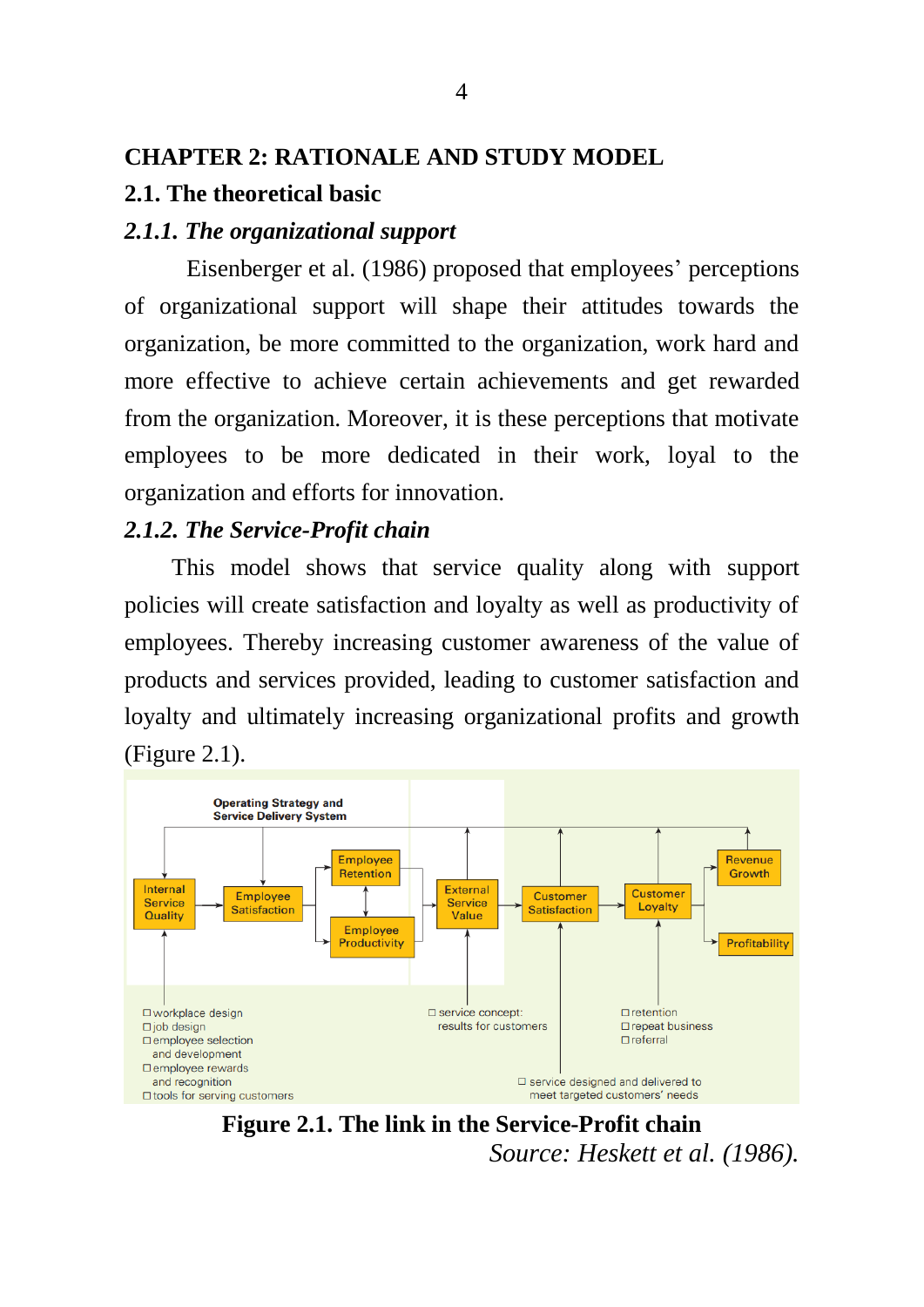# CHAPTER 2: RATIONALE AND STUDY MODEL

## 2.1. The theoretical basic

### *2.1.1. The organizational support*

Eisenberger et al. (1986) proposed that employees' perceptions of organizational support will shape their attitudes towards the organization, be more committed to the organization, work hard and more effective to achieve certain achievements and get rewarded from the organization. Moreover, it is these perceptions that motivate employees to be more dedicated in their work, loyal to the organization and efforts for innovation.

### *2.1.2. The Service-Profit chain*

This model shows that service quality along with support policies will create satisfaction and loyalty as well as productivity of employees. Thereby increasing customer awareness of the value of products and services provided, leading to customer satisfaction and loyalty and ultimately increasing organizational profits and growth (Figure 2.1).

Operating Strategy and Service Delivery System

Internal Service Quality → Employee Satisfaction → Employee Retention / Employee Productivity → External Service Value → Customer Satisfaction → Customer Loyalty → Revenue Growth / Profitability

- workplace design
- job design
- employee selection and development
- employee rewards and recognition
- tools for serving customers

- service concept: results for customers

- service designed and delivered to meet targeted customers' needs

- retention
- repeat business
- referral

**Figure 2.1. The link in the Service-Profit chain**

*Source: Heskett et al. (1986).*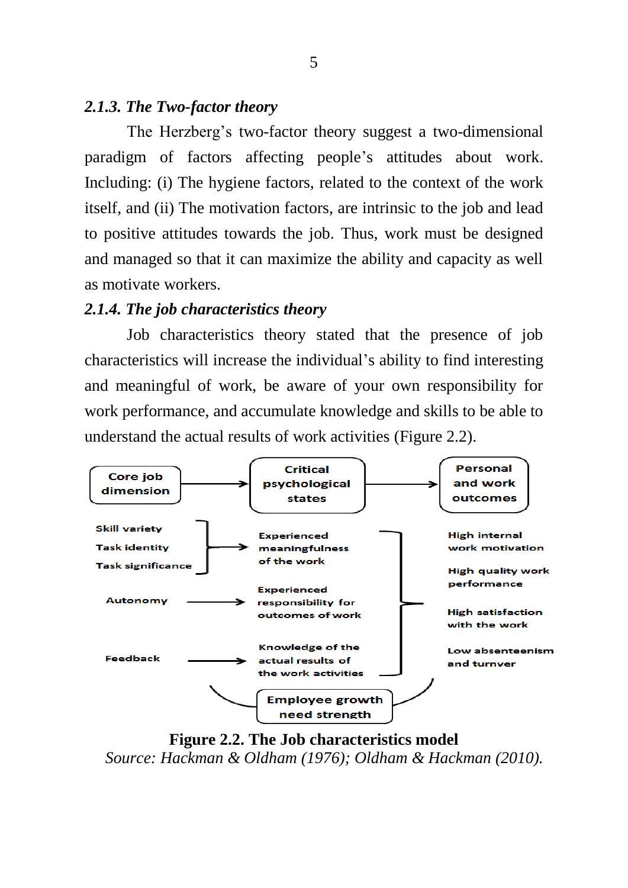### *2.1.3. The Two-factor theory*

The Herzberg's two-factor theory suggest a two-dimensional paradigm of factors affecting people's attitudes about work. Including: (i) The hygiene factors, related to the context of the work itself, and (ii) The motivation factors, are intrinsic to the job and lead to positive attitudes towards the job. Thus, work must be designed and managed so that it can maximize the ability and capacity as well as motivate workers.

### *2.1.4. The job characteristics theory*

Job characteristics theory stated that the presence of job characteristics will increase the individual's ability to find interesting and meaningful of work, be aware of your own responsibility for work performance, and accumulate knowledge and skills to be able to understand the actual results of work activities (Figure 2.2).

| Core job dimension | → | Critical psychological states | → | Personal and work outcomes |
|---|---|---|---|---|
| Skill variety<br>Task identity<br>Task significance | → | Experienced meaningfulness of the work | | High internal work motivation<br>High quality work performance |
| Autonomy | → | Experienced responsibility for outcomes of work | → | High satisfaction with the work |
| Feedback | → | Knowledge of the actual results of the work activities | | Low absenteenism and turnver |
| | | Employee growth need strength | | |

**Figure 2.2. The Job characteristics model**

*Source: Hackman & Oldham (1976); Oldham & Hackman (2010).*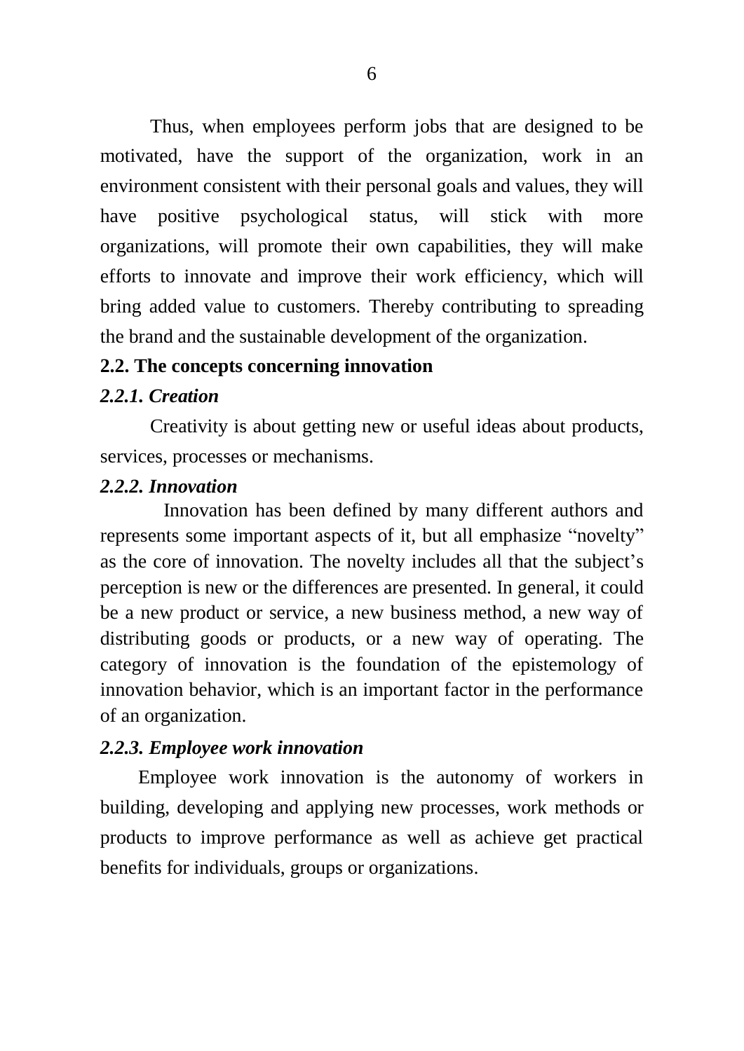Thus, when employees perform jobs that are designed to be motivated, have the support of the organization, work in an environment consistent with their personal goals and values, they will have positive psychological status, will stick with more organizations, will promote their own capabilities, they will make efforts to innovate and improve their work efficiency, which will bring added value to customers. Thereby contributing to spreading the brand and the sustainable development of the organization.

## 2.2. The concepts concerning innovation

### *2.2.1. Creation*

Creativity is about getting new or useful ideas about products, services, processes or mechanisms.

### *2.2.2. Innovation*

Innovation has been defined by many different authors and represents some important aspects of it, but all emphasize "novelty" as the core of innovation. The novelty includes all that the subject's perception is new or the differences are presented. In general, it could be a new product or service, a new business method, a new way of distributing goods or products, or a new way of operating. The category of innovation is the foundation of the epistemology of innovation behavior, which is an important factor in the performance of an organization.

### *2.2.3. Employee work innovation*

Employee work innovation is the autonomy of workers in building, developing and applying new processes, work methods or products to improve performance as well as achieve get practical benefits for individuals, groups or organizations.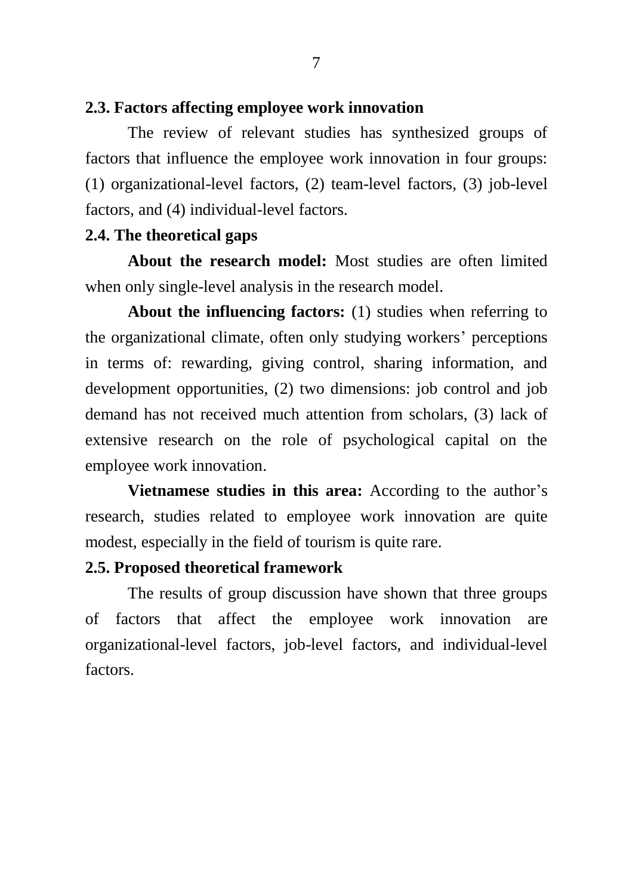### 2.3. Factors affecting employee work innovation

The review of relevant studies has synthesized groups of factors that influence the employee work innovation in four groups: (1) organizational-level factors, (2) team-level factors, (3) job-level factors, and (4) individual-level factors.

### 2.4. The theoretical gaps

**About the research model:** Most studies are often limited when only single-level analysis in the research model.

**About the influencing factors:** (1) studies when referring to the organizational climate, often only studying workers' perceptions in terms of: rewarding, giving control, sharing information, and development opportunities, (2) two dimensions: job control and job demand has not received much attention from scholars, (3) lack of extensive research on the role of psychological capital on the employee work innovation.

**Vietnamese studies in this area:** According to the author's research, studies related to employee work innovation are quite modest, especially in the field of tourism is quite rare.

### 2.5. Proposed theoretical framework

The results of group discussion have shown that three groups of factors that affect the employee work innovation are organizational-level factors, job-level factors, and individual-level factors.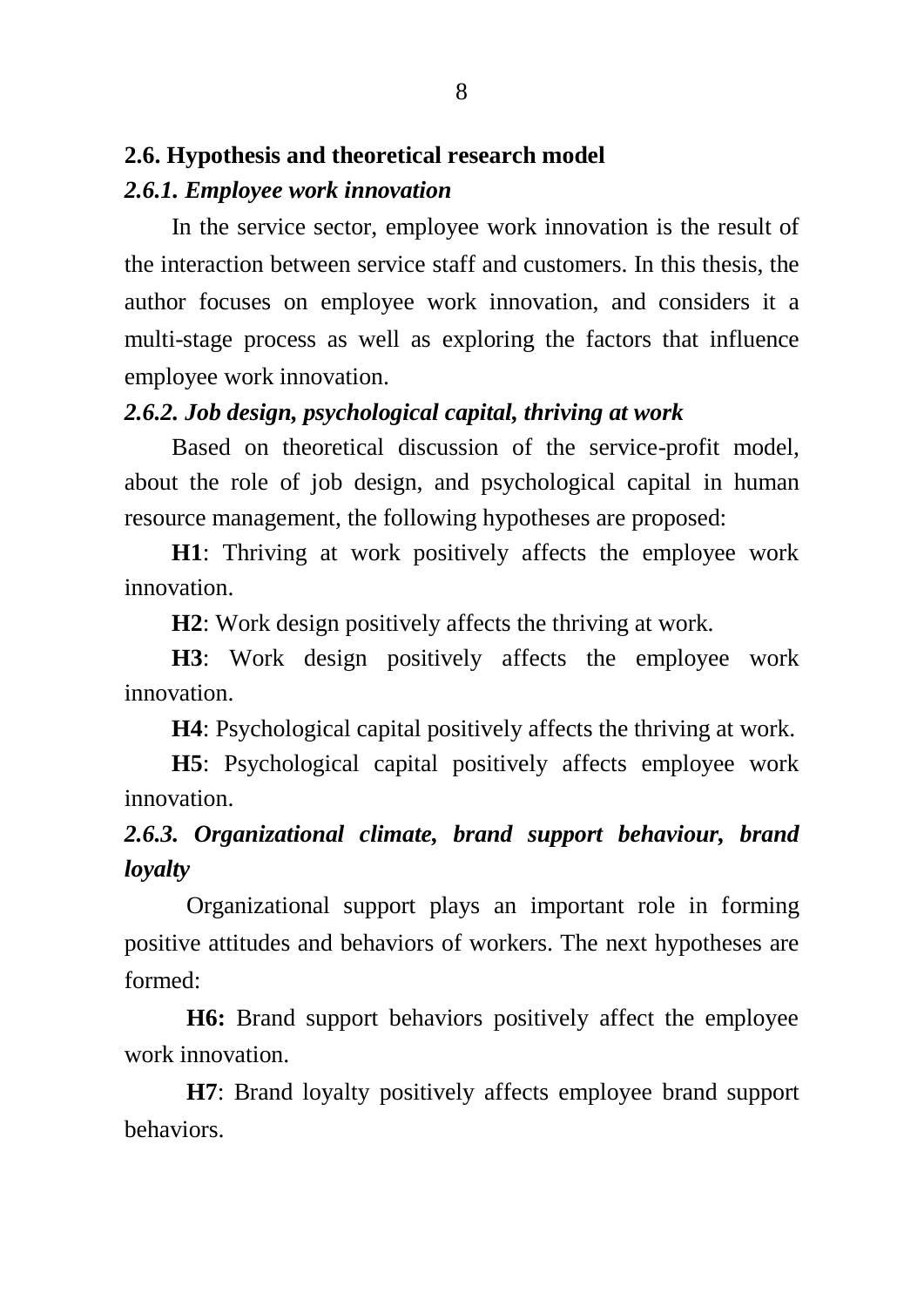## 2.6. Hypothesis and theoretical research model

### *2.6.1. Employee work innovation*

In the service sector, employee work innovation is the result of the interaction between service staff and customers. In this thesis, the author focuses on employee work innovation, and considers it a multi-stage process as well as exploring the factors that influence employee work innovation.

### *2.6.2. Job design, psychological capital, thriving at work*

Based on theoretical discussion of the service-profit model, about the role of job design, and psychological capital in human resource management, the following hypotheses are proposed:

**H1**: Thriving at work positively affects the employee work innovation.

**H2**: Work design positively affects the thriving at work.

**H3**: Work design positively affects the employee work innovation.

**H4**: Psychological capital positively affects the thriving at work.

**H5**: Psychological capital positively affects employee work innovation.

### *2.6.3. Organizational climate, brand support behaviour, brand loyalty*

Organizational support plays an important role in forming positive attitudes and behaviors of workers. The next hypotheses are formed:

**H6:** Brand support behaviors positively affect the employee work innovation.

**H7**: Brand loyalty positively affects employee brand support behaviors.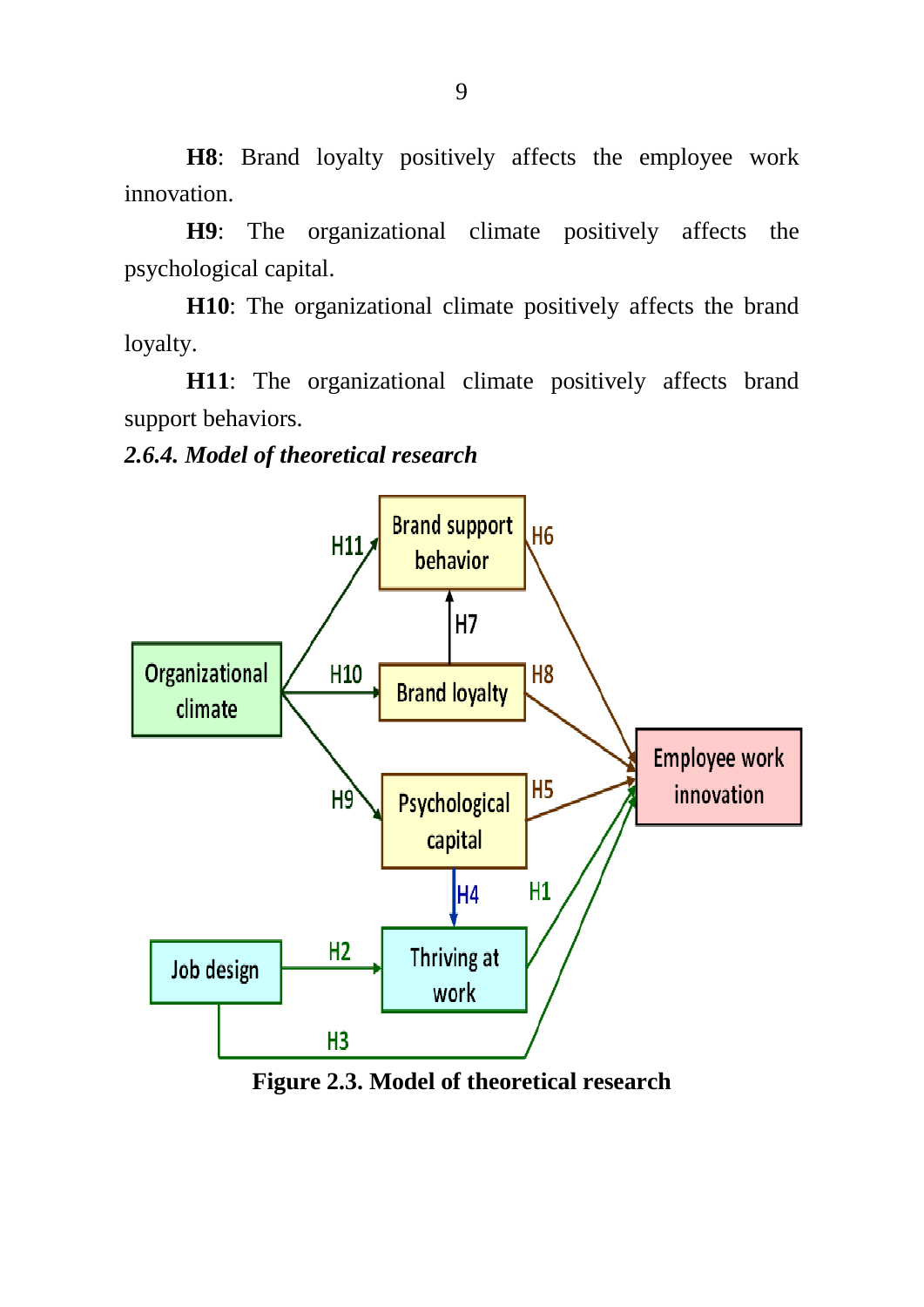**H8**: Brand loyalty positively affects the employee work innovation.

**H9**: The organizational climate positively affects the psychological capital.

**H10**: The organizational climate positively affects the brand loyalty.

**H11**: The organizational climate positively affects brand support behaviors.

### *2.6.4. Model of theoretical research*

**Figure 2.3. Model of theoretical research**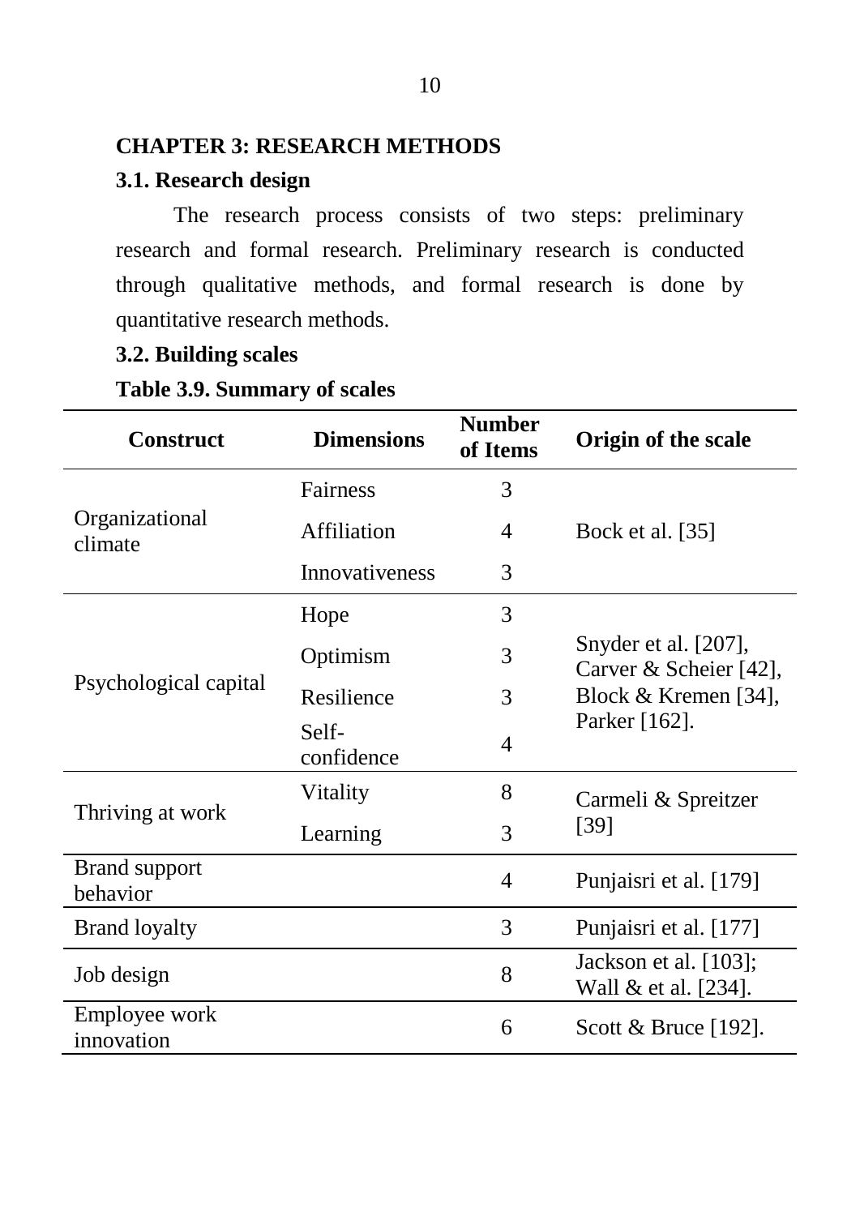## CHAPTER 3: RESEARCH METHODS

### 3.1. Research design

The research process consists of two steps: preliminary research and formal research. Preliminary research is conducted through qualitative methods, and formal research is done by quantitative research methods.

### 3.2. Building scales

**Table 3.9. Summary of scales**

| Construct | Dimensions | Number of Items | Origin of the scale |
|---|---|---|---|
| Organizational climate | Fairness | 3 | Bock et al. [35] |
| | Affiliation | 4 | |
| | Innovativeness | 3 | |
| Psychological capital | Hope | 3 | Snyder et al. [207], Carver & Scheier [42], Block & Kremen [34], Parker [162]. |
| | Optimism | 3 | |
| | Resilience | 3 | |
| | Self-confidence | 4 | |
| Thriving at work | Vitality | 8 | Carmeli & Spreitzer [39] |
| | Learning | 3 | |
| Brand support behavior | | 4 | Punjaisri et al. [179] |
| Brand loyalty | | 3 | Punjaisri et al. [177] |
| Job design | | 8 | Jackson et al. [103]; Wall & et al. [234]. |
| Employee work innovation | | 6 | Scott & Bruce [192]. |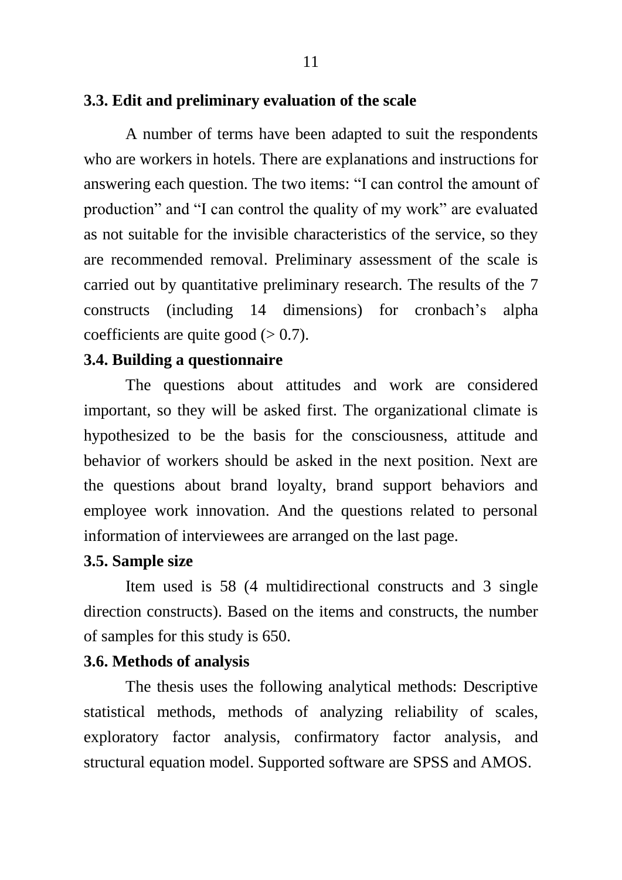### 3.3. Edit and preliminary evaluation of the scale

A number of terms have been adapted to suit the respondents who are workers in hotels. There are explanations and instructions for answering each question. The two items: "I can control the amount of production" and "I can control the quality of my work" are evaluated as not suitable for the invisible characteristics of the service, so they are recommended removal. Preliminary assessment of the scale is carried out by quantitative preliminary research. The results of the 7 constructs (including 14 dimensions) for cronbach's alpha coefficients are quite good (> 0.7).

### 3.4. Building a questionnaire

The questions about attitudes and work are considered important, so they will be asked first. The organizational climate is hypothesized to be the basis for the consciousness, attitude and behavior of workers should be asked in the next position. Next are the questions about brand loyalty, brand support behaviors and employee work innovation. And the questions related to personal information of interviewees are arranged on the last page.

### 3.5. Sample size

Item used is 58 (4 multidirectional constructs and 3 single direction constructs). Based on the items and constructs, the number of samples for this study is 650.

### 3.6. Methods of analysis

The thesis uses the following analytical methods: Descriptive statistical methods, methods of analyzing reliability of scales, exploratory factor analysis, confirmatory factor analysis, and structural equation model. Supported software are SPSS and AMOS.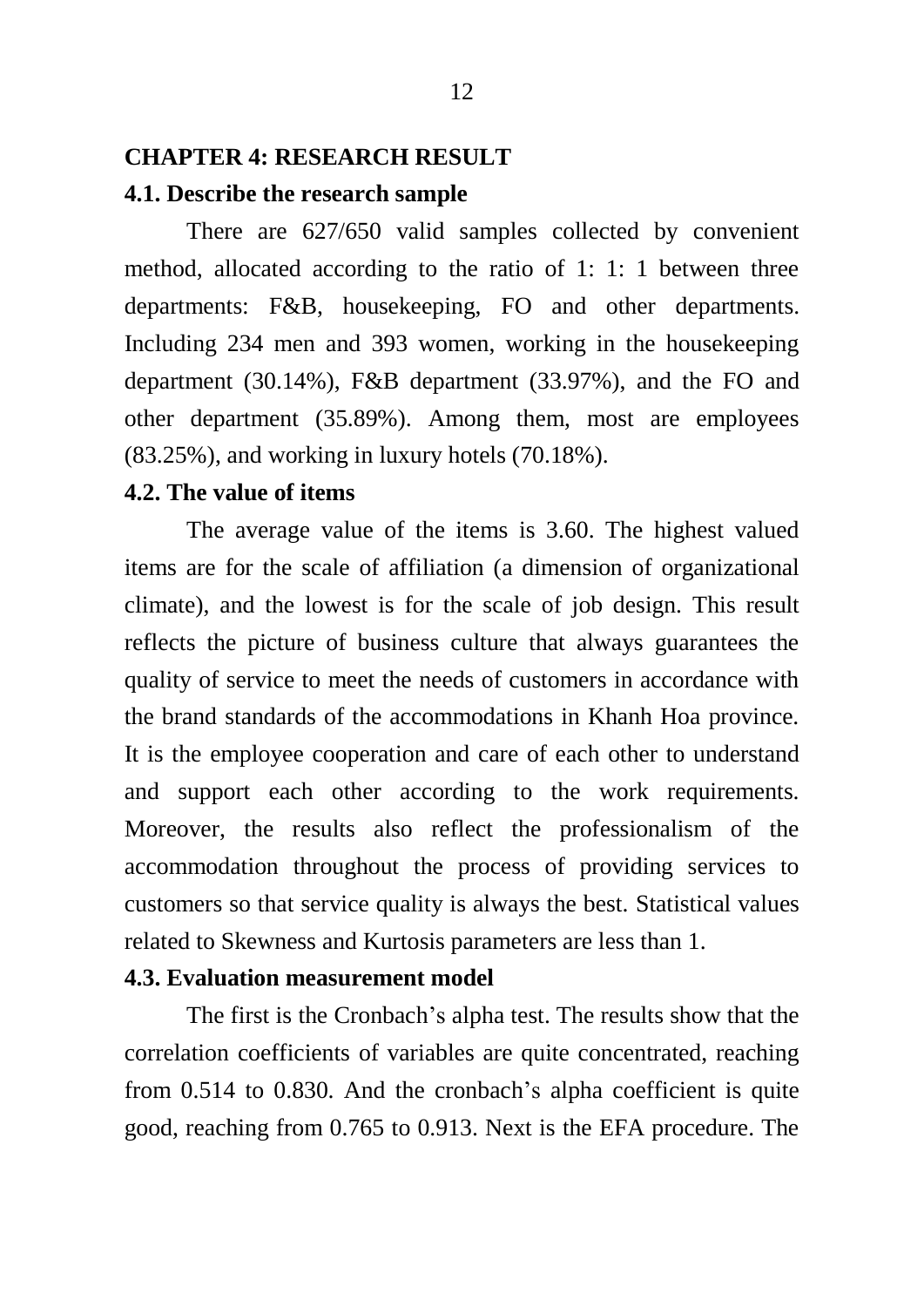# CHAPTER 4: RESEARCH RESULT

## 4.1. Describe the research sample

There are 627/650 valid samples collected by convenient method, allocated according to the ratio of 1: 1: 1 between three departments: F&B, housekeeping, FO and other departments. Including 234 men and 393 women, working in the housekeeping department (30.14%), F&B department (33.97%), and the FO and other department (35.89%). Among them, most are employees (83.25%), and working in luxury hotels (70.18%).

## 4.2. The value of items

The average value of the items is 3.60. The highest valued items are for the scale of affiliation (a dimension of organizational climate), and the lowest is for the scale of job design. This result reflects the picture of business culture that always guarantees the quality of service to meet the needs of customers in accordance with the brand standards of the accommodations in Khanh Hoa province. It is the employee cooperation and care of each other to understand and support each other according to the work requirements. Moreover, the results also reflect the professionalism of the accommodation throughout the process of providing services to customers so that service quality is always the best. Statistical values related to Skewness and Kurtosis parameters are less than 1.

## 4.3. Evaluation measurement model

The first is the Cronbach's alpha test. The results show that the correlation coefficients of variables are quite concentrated, reaching from 0.514 to 0.830. And the cronbach's alpha coefficient is quite good, reaching from 0.765 to 0.913. Next is the EFA procedure. The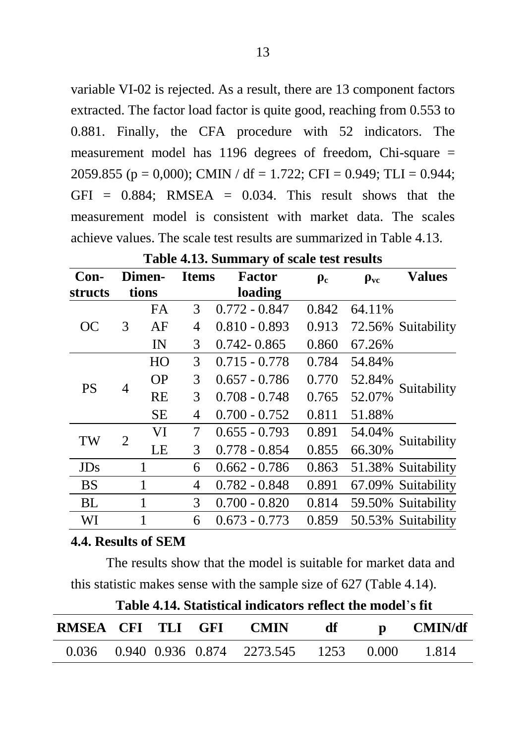variable VI-02 is rejected. As a result, there are 13 component factors extracted. The factor load factor is quite good, reaching from 0.553 to 0.881. Finally, the CFA procedure with 52 indicators. The measurement model has 1196 degrees of freedom, Chi-square = 2059.855 ($p = 0,000$); CMIN / df = 1.722; CFI = 0.949; TLI = 0.944; GFI = 0.884; RMSEA = 0.034. This result shows that the measurement model is consistent with market data. The scales achieve values. The scale test results are summarized in Table 4.13.

**Table 4.13. Summary of scale test results**

| Con-structs | Dimen-tions | | Items | Factor loading | $\rho_c$ | $\rho_{vc}$ | Values |
|---|---|---|---|---|---|---|---|
| OC | 3 | FA | 3 | 0.772 - 0.847 | 0.842 | 64.11% | Suitability |
| | | AF | 4 | 0.810 - 0.893 | 0.913 | 72.56% | |
| | | IN | 3 | 0.742- 0.865 | 0.860 | 67.26% | |
| PS | 4 | HO | 3 | 0.715 - 0.778 | 0.784 | 54.84% | Suitability |
| | | OP | 3 | 0.657 - 0.786 | 0.770 | 52.84% | |
| | | RE | 3 | 0.708 - 0.748 | 0.765 | 52.07% | |
| | | SE | 4 | 0.700 - 0.752 | 0.811 | 51.88% | |
| TW | 2 | VI | 7 | 0.655 - 0.793 | 0.891 | 54.04% | Suitability |
| | | LE | 3 | 0.778 - 0.854 | 0.855 | 66.30% | |
| JDs | 1 | | 6 | 0.662 - 0.786 | 0.863 | 51.38% | Suitability |
| BS | 1 | | 4 | 0.782 - 0.848 | 0.891 | 67.09% | Suitability |
| BL | 1 | | 3 | 0.700 - 0.820 | 0.814 | 59.50% | Suitability |
| WI | 1 | | 6 | 0.673 - 0.773 | 0.859 | 50.53% | Suitability |

### 4.4. Results of SEM

The results show that the model is suitable for market data and this statistic makes sense with the sample size of 627 (Table 4.14).

**Table 4.14. Statistical indicators reflect the model's fit**

| RMSEA | CFI | TLI | GFI | CMIN | df | p | CMIN/df |
|---|---|---|---|---|---|---|---|
| 0.036 | 0.940 | 0.936 | 0.874 | 2273.545 | 1253 | 0.000 | 1.814 |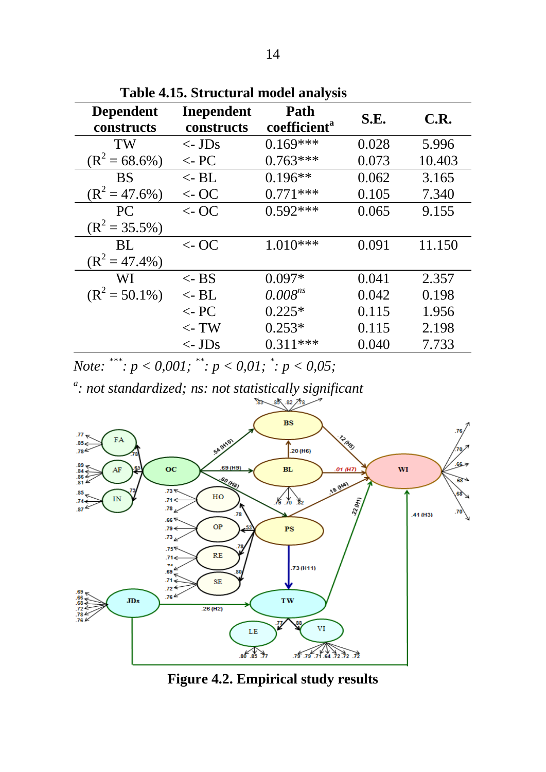**Table 4.15. Structural model analysis**

| Dependent constructs | Inependent constructs | Path coefficient[a] | S.E. | C.R. |
|---|---|---|---|---|
| TW ($R^2$ = 68.6%) | <- JDs | 0.169*** | 0.028 | 5.996 |
| | <- PC | 0.763*** | 0.073 | 10.403 |
| BS ($R^2$ = 47.6%) | <- BL | 0.196** | 0.062 | 3.165 |
| | <- OC | 0.771*** | 0.105 | 7.340 |
| PC ($R^2$ = 35.5%) | <- OC | 0.592*** | 0.065 | 9.155 |
| BL ($R^2$ = 47.4%) | <- OC | 1.010*** | 0.091 | 11.150 |
| WI ($R^2$ = 50.1%) | <- BS | 0.097* | 0.041 | 2.357 |
| | <- BL | *0.008[ns]* | 0.042 | 0.198 |
| | <- PC | 0.225* | 0.115 | 1.956 |
| | <- TW | 0.253* | 0.115 | 2.198 |
| | <- JDs | 0.311*** | 0.040 | 7.733 |

*Note:* ***: $p$ < 0,001; **: $p$ < 0,01; *: $p$ < 0,05;

[a]: *not standardized; ns: not statistically significant*

**Figure 4.2. Empirical study results**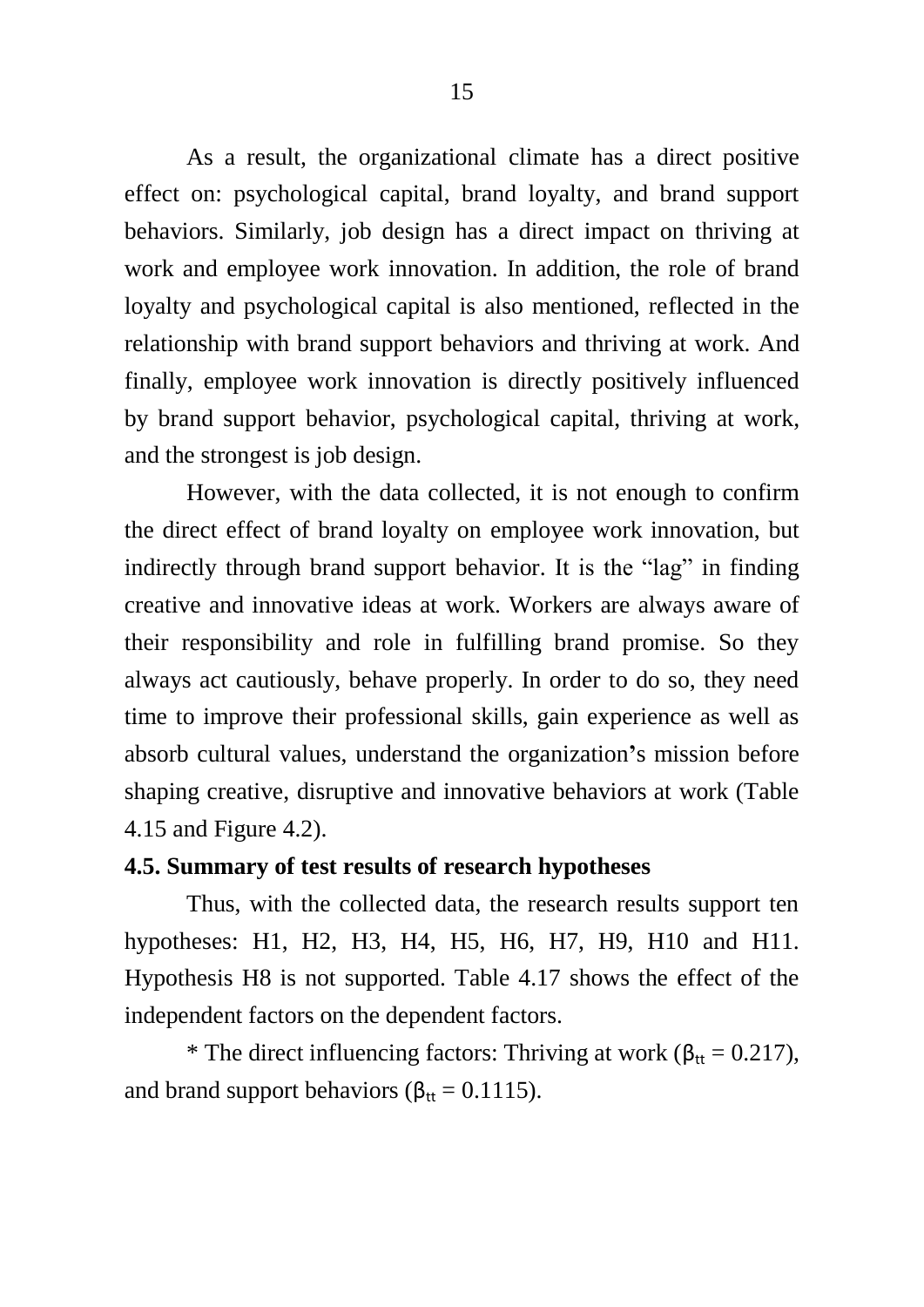As a result, the organizational climate has a direct positive effect on: psychological capital, brand loyalty, and brand support behaviors. Similarly, job design has a direct impact on thriving at work and employee work innovation. In addition, the role of brand loyalty and psychological capital is also mentioned, reflected in the relationship with brand support behaviors and thriving at work. And finally, employee work innovation is directly positively influenced by brand support behavior, psychological capital, thriving at work, and the strongest is job design.

However, with the data collected, it is not enough to confirm the direct effect of brand loyalty on employee work innovation, but indirectly through brand support behavior. It is the "lag" in finding creative and innovative ideas at work. Workers are always aware of their responsibility and role in fulfilling brand promise. So they always act cautiously, behave properly. In order to do so, they need time to improve their professional skills, gain experience as well as absorb cultural values, understand the organization's mission before shaping creative, disruptive and innovative behaviors at work (Table 4.15 and Figure 4.2).

### 4.5. Summary of test results of research hypotheses

Thus, with the collected data, the research results support ten hypotheses: H1, H2, H3, H4, H5, H6, H7, H9, H10 and H11. Hypothesis H8 is not supported. Table 4.17 shows the effect of the independent factors on the dependent factors.

* The direct influencing factors: Thriving at work ($\beta_{tt} = 0.217$), and brand support behaviors ($\beta_{tt} = 0.1115$).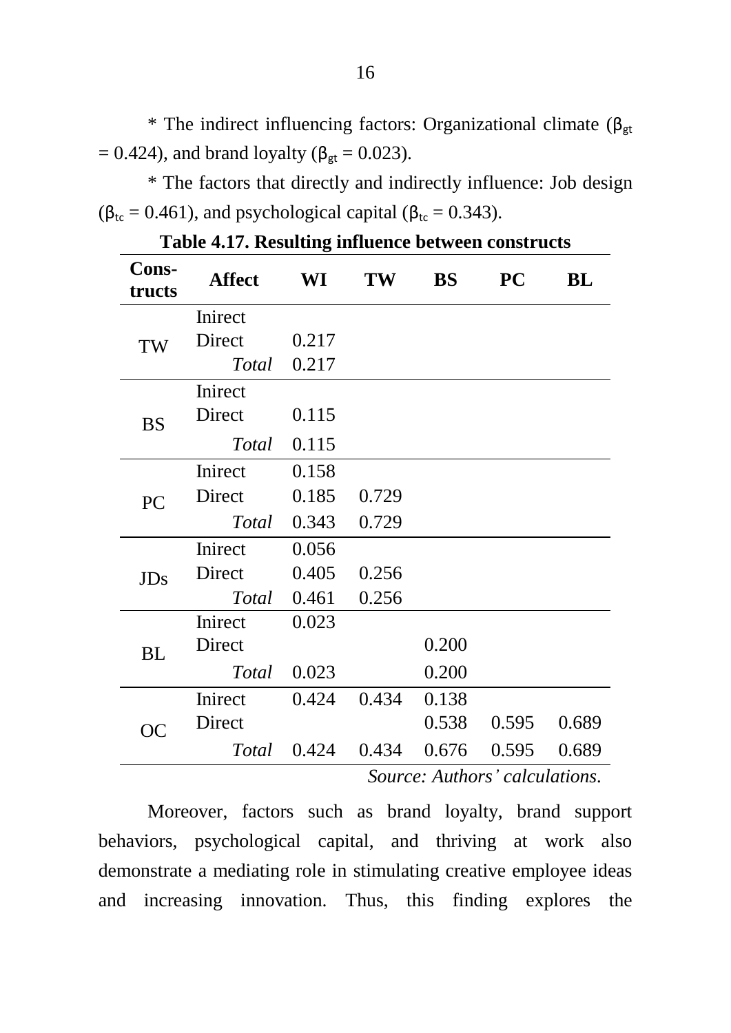* The indirect influencing factors: Organizational climate ($\beta_{gt}$ = 0.424), and brand loyalty ($\beta_{gt}$ = 0.023).

* The factors that directly and indirectly influence: Job design ($\beta_{tc}$ = 0.461), and psychological capital ($\beta_{tc}$ = 0.343).

**Table 4.17. Resulting influence between constructs**

| Cons-tructs | Affect | WI | TW | BS | PC | BL |
|---|---|---|---|---|---|---|
| TW | Inirect | | | | | |
| | Direct | 0.217 | | | | |
| | *Total* | 0.217 | | | | |
| BS | Inirect | | | | | |
| | Direct | 0.115 | | | | |
| | *Total* | 0.115 | | | | |
| PC | Inirect | 0.158 | | | | |
| | Direct | 0.185 | 0.729 | | | |
| | *Total* | 0.343 | 0.729 | | | |
| JDs | Inirect | 0.056 | | | | |
| | Direct | 0.405 | 0.256 | | | |
| | *Total* | 0.461 | 0.256 | | | |
| BL | Inirect | 0.023 | | | | |
| | Direct | | | 0.200 | | |
| | *Total* | 0.023 | | 0.200 | | |
| OC | Inirect | 0.424 | 0.434 | 0.138 | | |
| | Direct | | | 0.538 | 0.595 | 0.689 |
| | *Total* | 0.424 | 0.434 | 0.676 | 0.595 | 0.689 |

*Source: Authors' calculations.*

Moreover, factors such as brand loyalty, brand support behaviors, psychological capital, and thriving at work also demonstrate a mediating role in stimulating creative employee ideas and increasing innovation. Thus, this finding explores the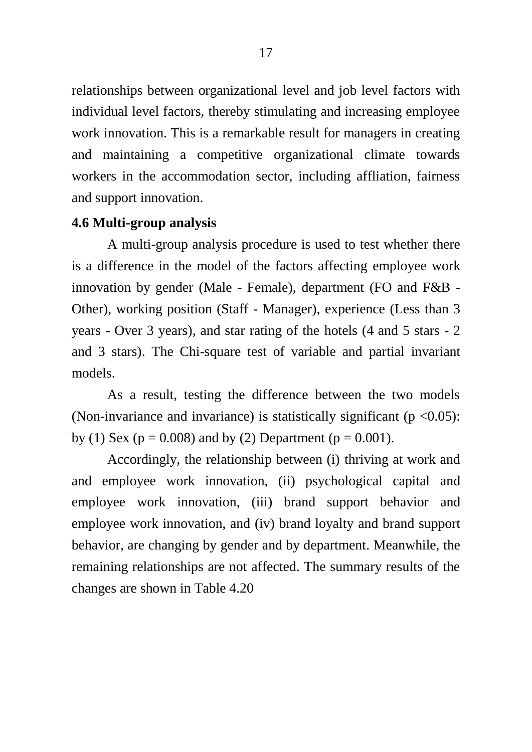relationships between organizational level and job level factors with individual level factors, thereby stimulating and increasing employee work innovation. This is a remarkable result for managers in creating and maintaining a competitive organizational climate towards workers in the accommodation sector, including affliation, fairness and support innovation.

### 4.6 Multi-group analysis

A multi-group analysis procedure is used to test whether there is a difference in the model of the factors affecting employee work innovation by gender (Male - Female), department (FO and F&B - Other), working position (Staff - Manager), experience (Less than 3 years - Over 3 years), and star rating of the hotels (4 and 5 stars - 2 and 3 stars). The Chi-square test of variable and partial invariant models.

As a result, testing the difference between the two models (Non-invariance and invariance) is statistically significant ($p < 0.05$): by (1) Sex ($p = 0.008$) and by (2) Department ($p = 0.001$).

Accordingly, the relationship between (i) thriving at work and and employee work innovation, (ii) psychological capital and employee work innovation, (iii) brand support behavior and employee work innovation, and (iv) brand loyalty and brand support behavior, are changing by gender and by department. Meanwhile, the remaining relationships are not affected. The summary results of the changes are shown in Table 4.20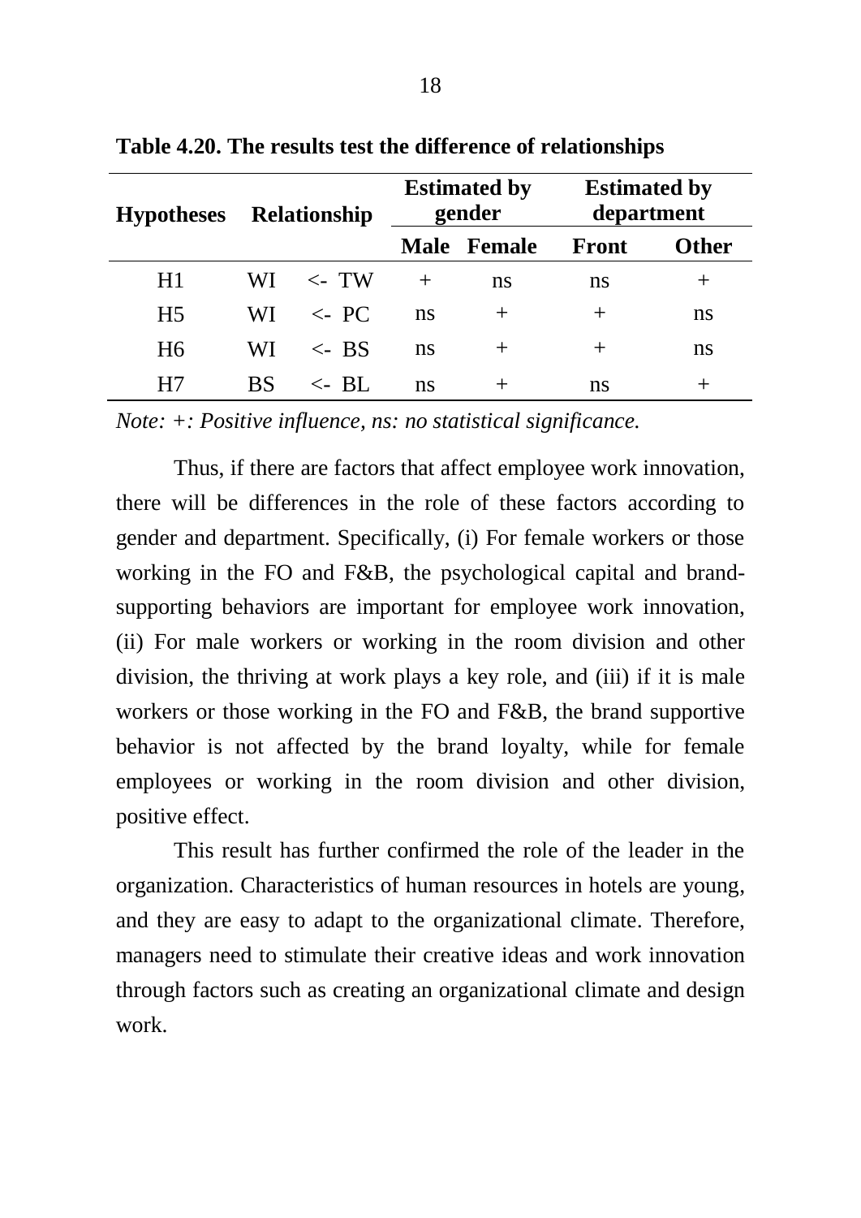**Table 4.20. The results test the difference of relationships**

| Hypotheses | Relationship | | | Estimated by gender | | Estimated by department | |
|---|---|---|---|---|---|---|---|
| | | | | Male | Female | Front | Other |
| H1 | WI | <- | TW | + | ns | ns | + |
| H5 | WI | <- | PC | ns | + | + | ns |
| H6 | WI | <- | BS | ns | + | + | ns |
| H7 | BS | <- | BL | ns | + | ns | + |

*Note: +: Positive influence, ns: no statistical significance.*

Thus, if there are factors that affect employee work innovation, there will be differences in the role of these factors according to gender and department. Specifically, (i) For female workers or those working in the FO and F&B, the psychological capital and brand-supporting behaviors are important for employee work innovation, (ii) For male workers or working in the room division and other division, the thriving at work plays a key role, and (iii) if it is male workers or those working in the FO and F&B, the brand supportive behavior is not affected by the brand loyalty, while for female employees or working in the room division and other division, positive effect.

This result has further confirmed the role of the leader in the organization. Characteristics of human resources in hotels are young, and they are easy to adapt to the organizational climate. Therefore, managers need to stimulate their creative ideas and work innovation through factors such as creating an organizational climate and design work.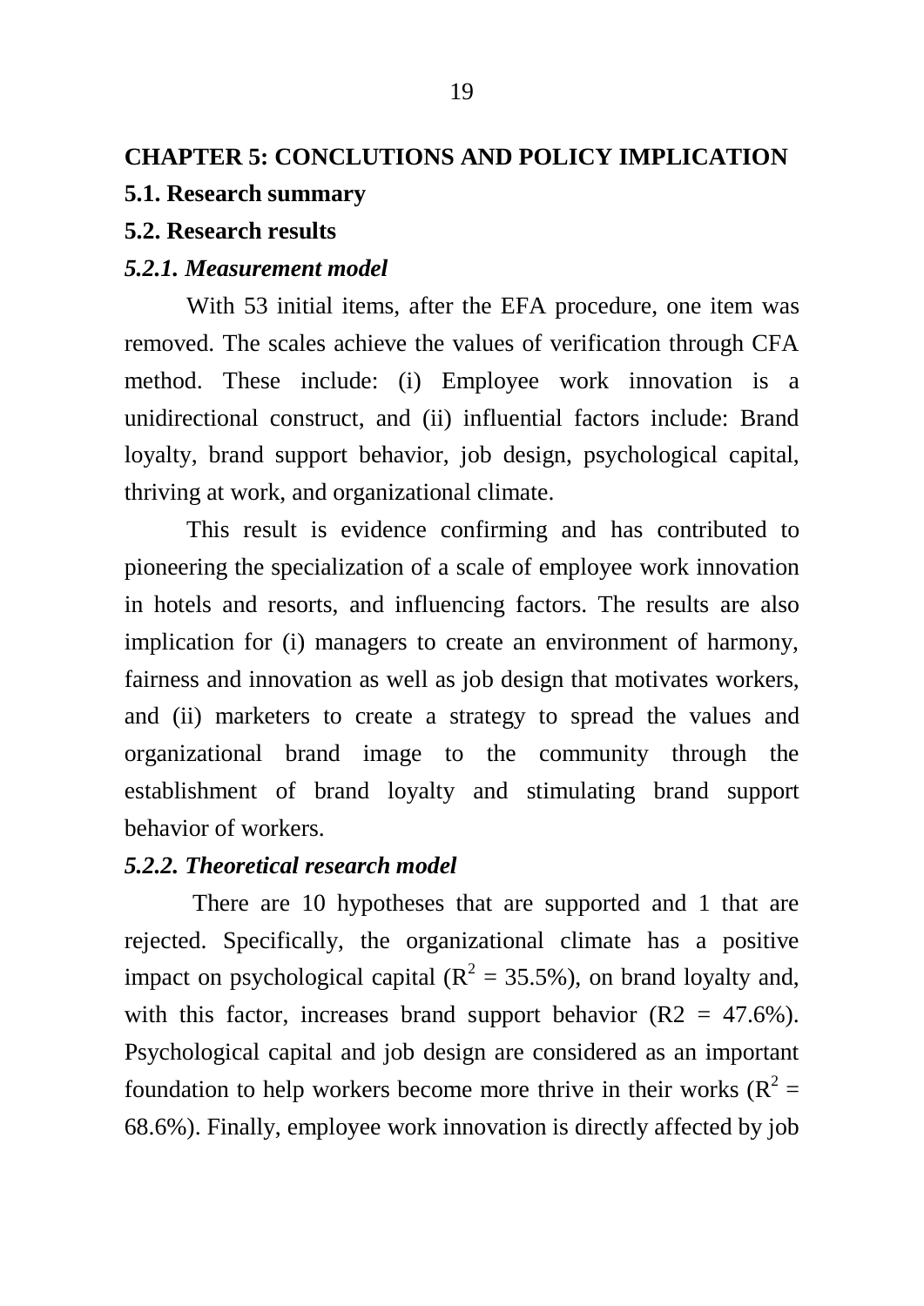## CHAPTER 5: CONCLUTIONS AND POLICY IMPLICATION

### 5.1. Research summary

### 5.2. Research results

#### *5.2.1. Measurement model*

With 53 initial items, after the EFA procedure, one item was removed. The scales achieve the values of verification through CFA method. These include: (i) Employee work innovation is a unidirectional construct, and (ii) influential factors include: Brand loyalty, brand support behavior, job design, psychological capital, thriving at work, and organizational climate.

This result is evidence confirming and has contributed to pioneering the specialization of a scale of employee work innovation in hotels and resorts, and influencing factors. The results are also implication for (i) managers to create an environment of harmony, fairness and innovation as well as job design that motivates workers, and (ii) marketers to create a strategy to spread the values and organizational brand image to the community through the establishment of brand loyalty and stimulating brand support behavior of workers.

#### *5.2.2. Theoretical research model*

There are 10 hypotheses that are supported and 1 that are rejected. Specifically, the organizational climate has a positive impact on psychological capital ($R^2$ = 35.5%), on brand loyalty and, with this factor, increases brand support behavior (R2 = 47.6%). Psychological capital and job design are considered as an important foundation to help workers become more thrive in their works ($R^2$ = 68.6%). Finally, employee work innovation is directly affected by job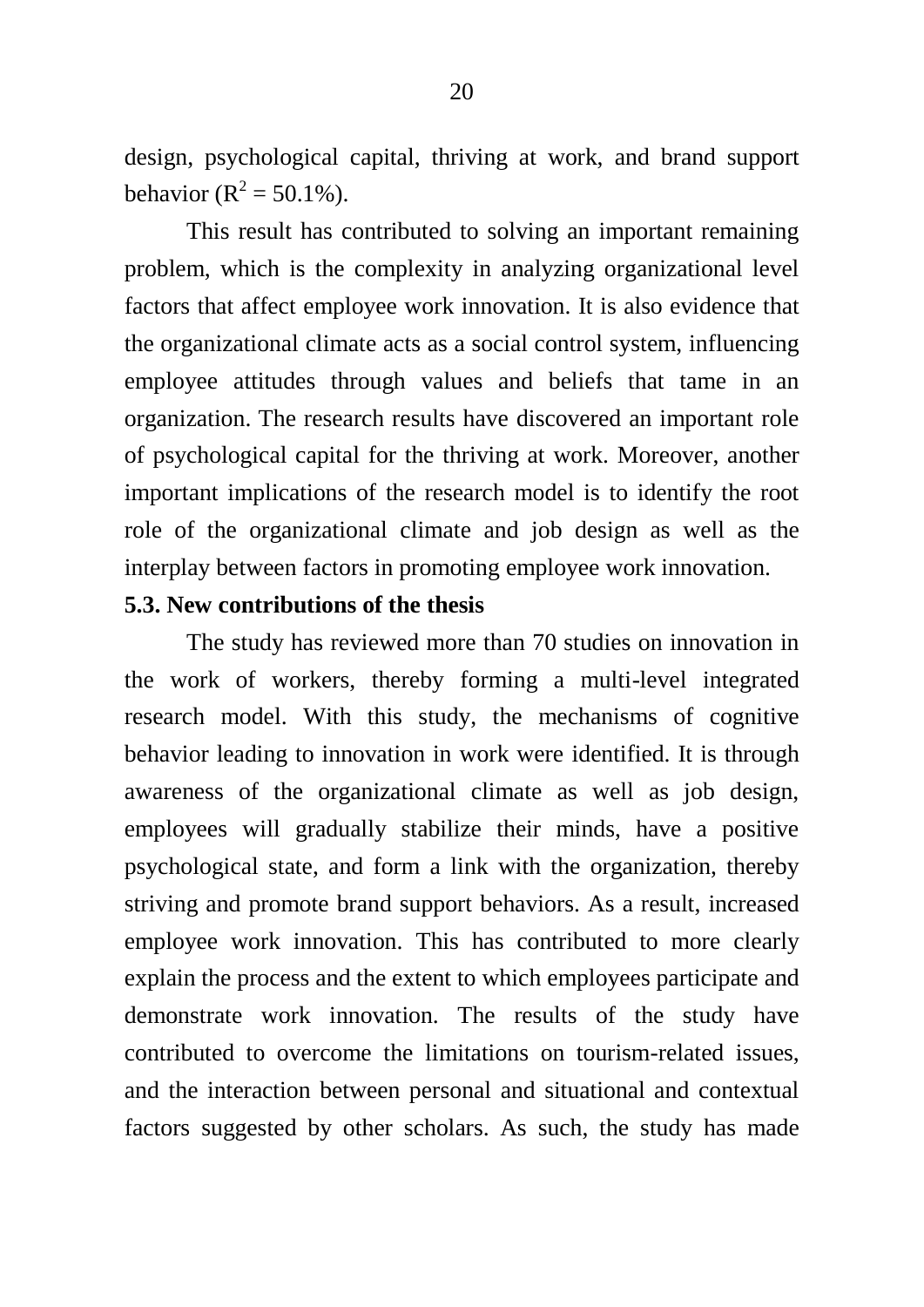design, psychological capital, thriving at work, and brand support behavior ($R^2 = 50.1\%$).

This result has contributed to solving an important remaining problem, which is the complexity in analyzing organizational level factors that affect employee work innovation. It is also evidence that the organizational climate acts as a social control system, influencing employee attitudes through values and beliefs that tame in an organization. The research results have discovered an important role of psychological capital for the thriving at work. Moreover, another important implications of the research model is to identify the root role of the organizational climate and job design as well as the interplay between factors in promoting employee work innovation.

**5.3. New contributions of the thesis**

The study has reviewed more than 70 studies on innovation in the work of workers, thereby forming a multi-level integrated research model. With this study, the mechanisms of cognitive behavior leading to innovation in work were identified. It is through awareness of the organizational climate as well as job design, employees will gradually stabilize their minds, have a positive psychological state, and form a link with the organization, thereby striving and promote brand support behaviors. As a result, increased employee work innovation. This has contributed to more clearly explain the process and the extent to which employees participate and demonstrate work innovation. The results of the study have contributed to overcome the limitations on tourism-related issues, and the interaction between personal and situational and contextual factors suggested by other scholars. As such, the study has made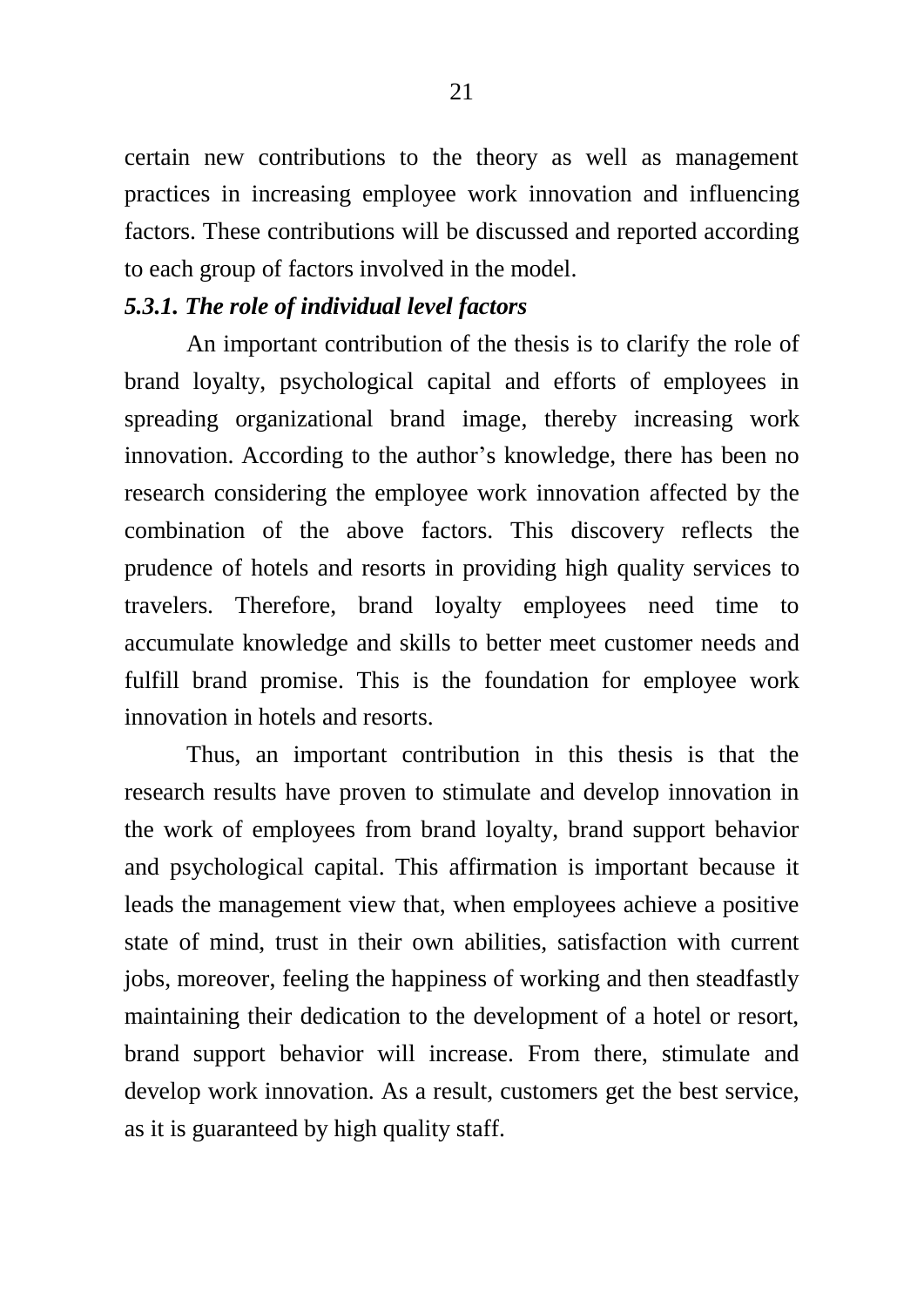certain new contributions to the theory as well as management practices in increasing employee work innovation and influencing factors. These contributions will be discussed and reported according to each group of factors involved in the model.

### *5.3.1. The role of individual level factors*

An important contribution of the thesis is to clarify the role of brand loyalty, psychological capital and efforts of employees in spreading organizational brand image, thereby increasing work innovation. According to the author's knowledge, there has been no research considering the employee work innovation affected by the combination of the above factors. This discovery reflects the prudence of hotels and resorts in providing high quality services to travelers. Therefore, brand loyalty employees need time to accumulate knowledge and skills to better meet customer needs and fulfill brand promise. This is the foundation for employee work innovation in hotels and resorts.

Thus, an important contribution in this thesis is that the research results have proven to stimulate and develop innovation in the work of employees from brand loyalty, brand support behavior and psychological capital. This affirmation is important because it leads the management view that, when employees achieve a positive state of mind, trust in their own abilities, satisfaction with current jobs, moreover, feeling the happiness of working and then steadfastly maintaining their dedication to the development of a hotel or resort, brand support behavior will increase. From there, stimulate and develop work innovation. As a result, customers get the best service, as it is guaranteed by high quality staff.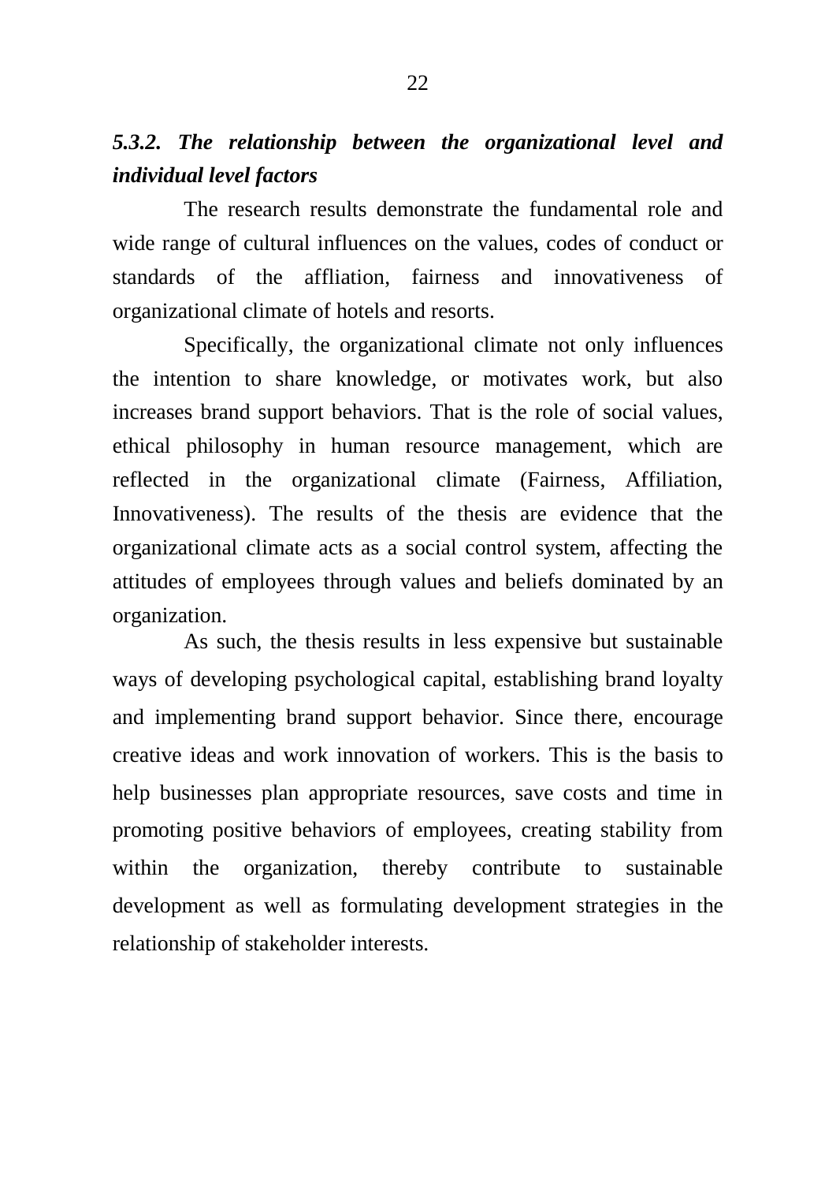### *5.3.2. The relationship between the organizational level and individual level factors*

The research results demonstrate the fundamental role and wide range of cultural influences on the values, codes of conduct or standards of the affliation, fairness and innovativeness of organizational climate of hotels and resorts.

Specifically, the organizational climate not only influences the intention to share knowledge, or motivates work, but also increases brand support behaviors. That is the role of social values, ethical philosophy in human resource management, which are reflected in the organizational climate (Fairness, Affiliation, Innovativeness). The results of the thesis are evidence that the organizational climate acts as a social control system, affecting the attitudes of employees through values and beliefs dominated by an organization.

As such, the thesis results in less expensive but sustainable ways of developing psychological capital, establishing brand loyalty and implementing brand support behavior. Since there, encourage creative ideas and work innovation of workers. This is the basis to help businesses plan appropriate resources, save costs and time in promoting positive behaviors of employees, creating stability from within the organization, thereby contribute to sustainable development as well as formulating development strategies in the relationship of stakeholder interests.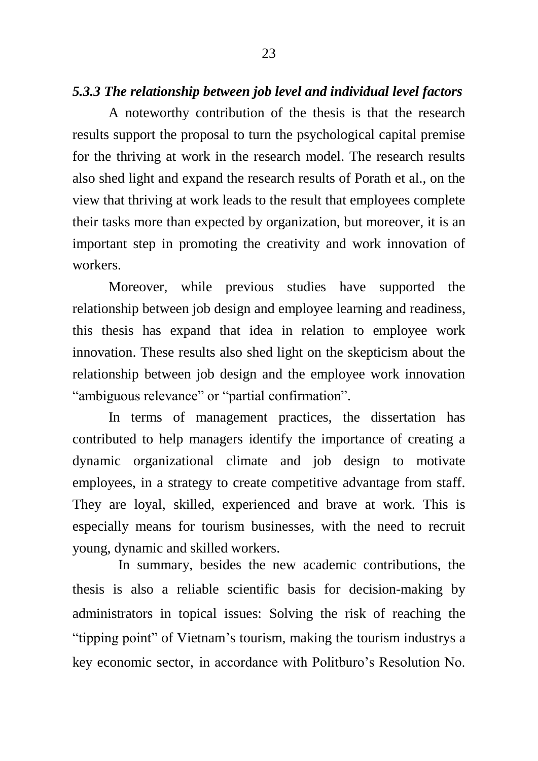### *5.3.3 The relationship between job level and individual level factors*

A noteworthy contribution of the thesis is that the research results support the proposal to turn the psychological capital premise for the thriving at work in the research model. The research results also shed light and expand the research results of Porath et al., on the view that thriving at work leads to the result that employees complete their tasks more than expected by organization, but moreover, it is an important step in promoting the creativity and work innovation of workers.

Moreover, while previous studies have supported the relationship between job design and employee learning and readiness, this thesis has expand that idea in relation to employee work innovation. These results also shed light on the skepticism about the relationship between job design and the employee work innovation "ambiguous relevance" or "partial confirmation".

In terms of management practices, the dissertation has contributed to help managers identify the importance of creating a dynamic organizational climate and job design to motivate employees, in a strategy to create competitive advantage from staff. They are loyal, skilled, experienced and brave at work. This is especially means for tourism businesses, with the need to recruit young, dynamic and skilled workers.

In summary, besides the new academic contributions, the thesis is also a reliable scientific basis for decision-making by administrators in topical issues: Solving the risk of reaching the "tipping point" of Vietnam's tourism, making the tourism industrys a key economic sector, in accordance with Politburo's Resolution No.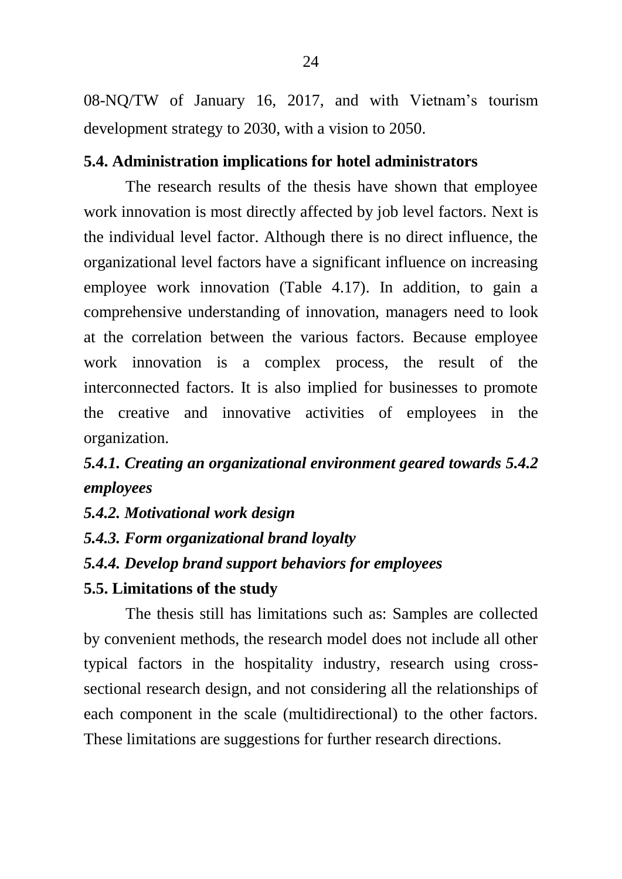08-NQ/TW of January 16, 2017, and with Vietnam's tourism development strategy to 2030, with a vision to 2050.

### 5.4. Administration implications for hotel administrators

The research results of the thesis have shown that employee work innovation is most directly affected by job level factors. Next is the individual level factor. Although there is no direct influence, the organizational level factors have a significant influence on increasing employee work innovation (Table 4.17). In addition, to gain a comprehensive understanding of innovation, managers need to look at the correlation between the various factors. Because employee work innovation is a complex process, the result of the interconnected factors. It is also implied for businesses to promote the creative and innovative activities of employees in the organization.

#### *5.4.1. Creating an organizational environment geared towards 5.4.2 employees*

#### *5.4.2. Motivational work design*

#### *5.4.3. Form organizational brand loyalty*

#### *5.4.4. Develop brand support behaviors for employees*

### 5.5. Limitations of the study

The thesis still has limitations such as: Samples are collected by convenient methods, the research model does not include all other typical factors in the hospitality industry, research using cross-sectional research design, and not considering all the relationships of each component in the scale (multidirectional) to the other factors. These limitations are suggestions for further research directions.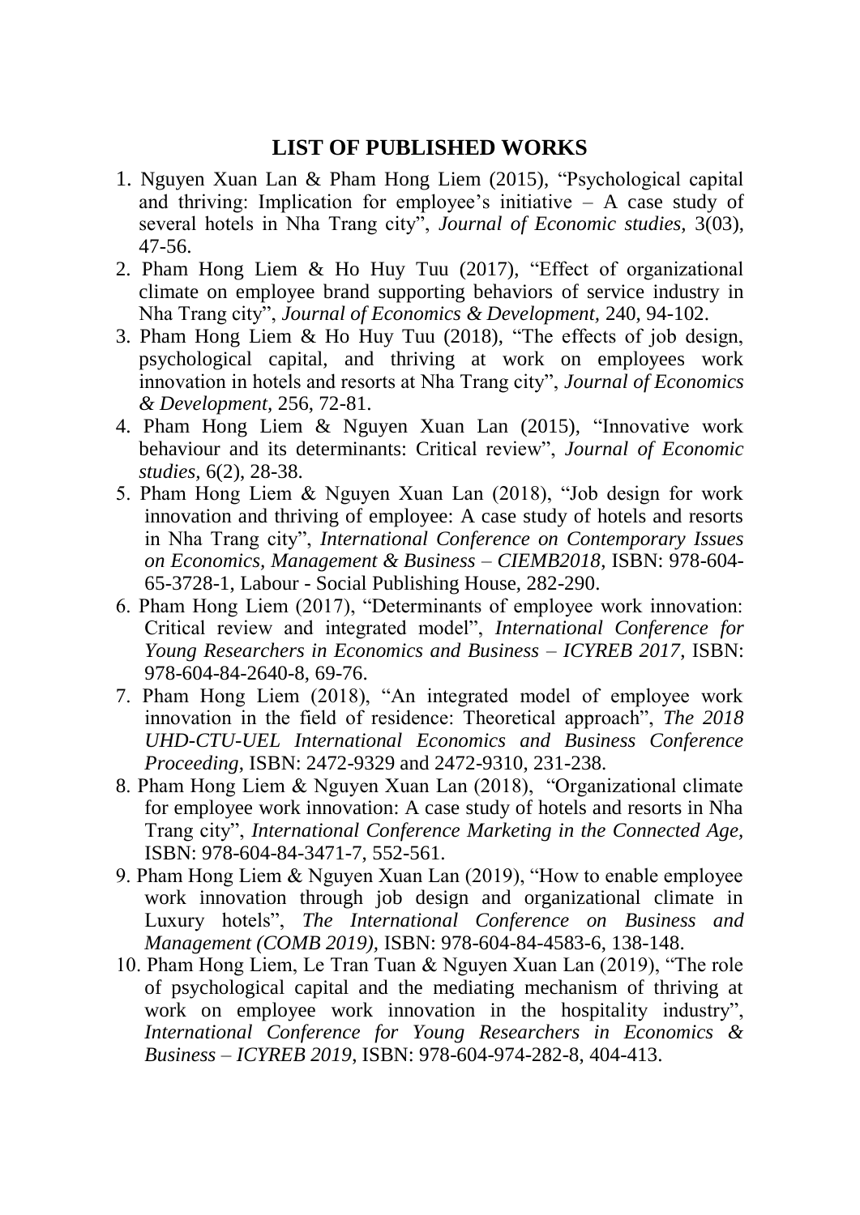## LIST OF PUBLISHED WORKS

1. Nguyen Xuan Lan & Pham Hong Liem (2015), "Psychological capital and thriving: Implication for employee's initiative – A case study of several hotels in Nha Trang city", *Journal of Economic studies,* 3(03), 47-56.
2. Pham Hong Liem & Ho Huy Tuu (2017), "Effect of organizational climate on employee brand supporting behaviors of service industry in Nha Trang city", *Journal of Economics & Development,* 240, 94-102.
3. Pham Hong Liem & Ho Huy Tuu (2018), "The effects of job design, psychological capital, and thriving at work on employees work innovation in hotels and resorts at Nha Trang city", *Journal of Economics & Development*, 256, 72-81.
4. Pham Hong Liem & Nguyen Xuan Lan (2015), "Innovative work behaviour and its determinants: Critical review", *Journal of Economic studies,* 6(2), 28-38.
5. Pham Hong Liem & Nguyen Xuan Lan (2018), "Job design for work innovation and thriving of employee: A case study of hotels and resorts in Nha Trang city", *International Conference on Contemporary Issues on Economics, Management & Business – CIEMB2018*, ISBN: 978-604-65-3728-1, Labour - Social Publishing House, 282-290.
6. Pham Hong Liem (2017), "Determinants of employee work innovation: Critical review and integrated model", *International Conference for Young Researchers in Economics and Business – ICYREB 2017*, ISBN: 978-604-84-2640-8, 69-76.
7. Pham Hong Liem (2018), "An integrated model of employee work innovation in the field of residence: Theoretical approach", *The 2018 UHD-CTU-UEL International Economics and Business Conference Proceeding*, ISBN: 2472-9329 and 2472-9310, 231-238.
8. Pham Hong Liem & Nguyen Xuan Lan (2018), "Organizational climate for employee work innovation: A case study of hotels and resorts in Nha Trang city", *International Conference Marketing in the Connected Age,* ISBN: 978-604-84-3471-7, 552-561.
9. Pham Hong Liem & Nguyen Xuan Lan (2019), "How to enable employee work innovation through job design and organizational climate in Luxury hotels", *The International Conference on Business and Management (COMB 2019)*, ISBN: 978-604-84-4583-6, 138-148.
10. Pham Hong Liem, Le Tran Tuan & Nguyen Xuan Lan (2019), "The role of psychological capital and the mediating mechanism of thriving at work on employee work innovation in the hospitality industry", *International Conference for Young Researchers in Economics & Business – ICYREB 2019*, ISBN: 978-604-974-282-8, 404-413.